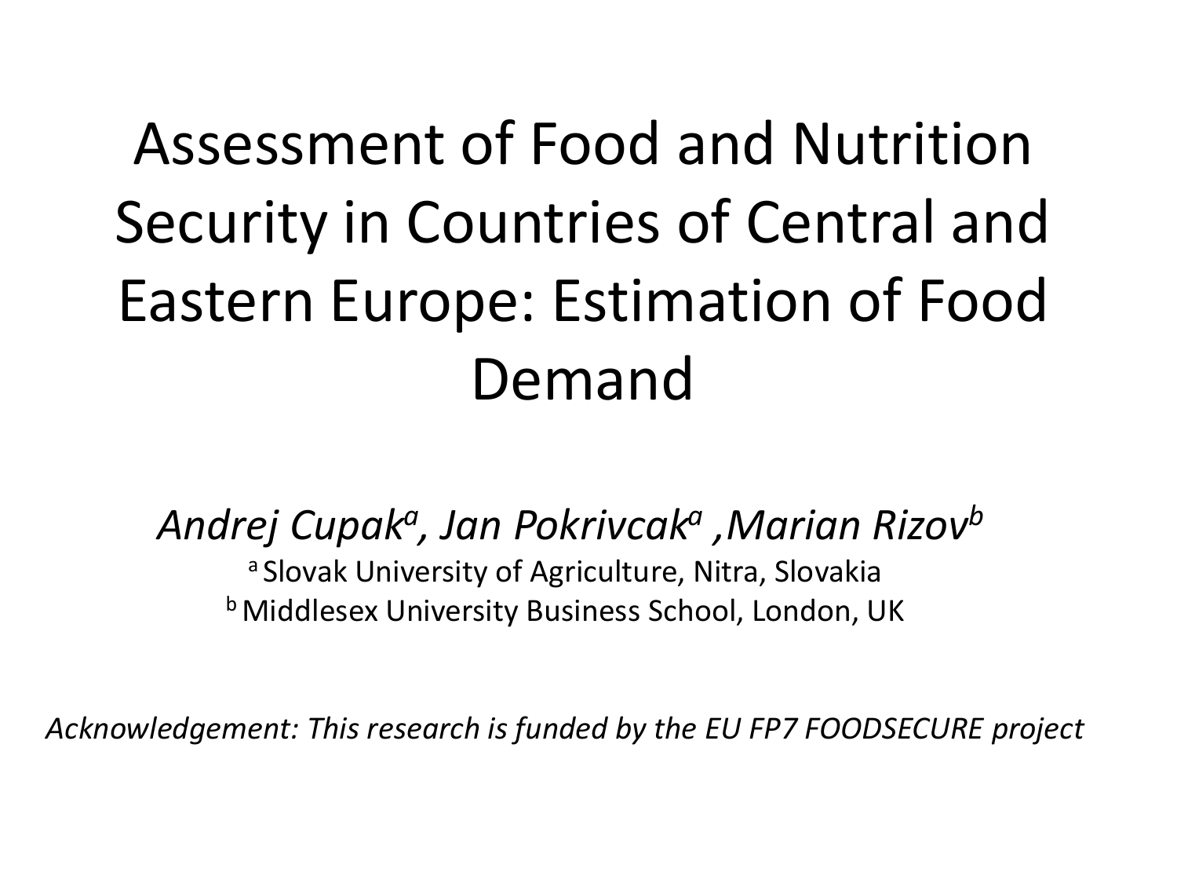# Assessment of Food and Nutrition Security in Countries of Central and Eastern Europe: Estimation of Food Demand

*Andrej Cupak[a], Jan Pokrivcak[a] ,Marian Rizov[b]*

[a] Slovak University of Agriculture, Nitra, Slovakia

[b] Middlesex University Business School, London, UK

*Acknowledgement: This research is funded by the EU FP7 FOODSECURE project*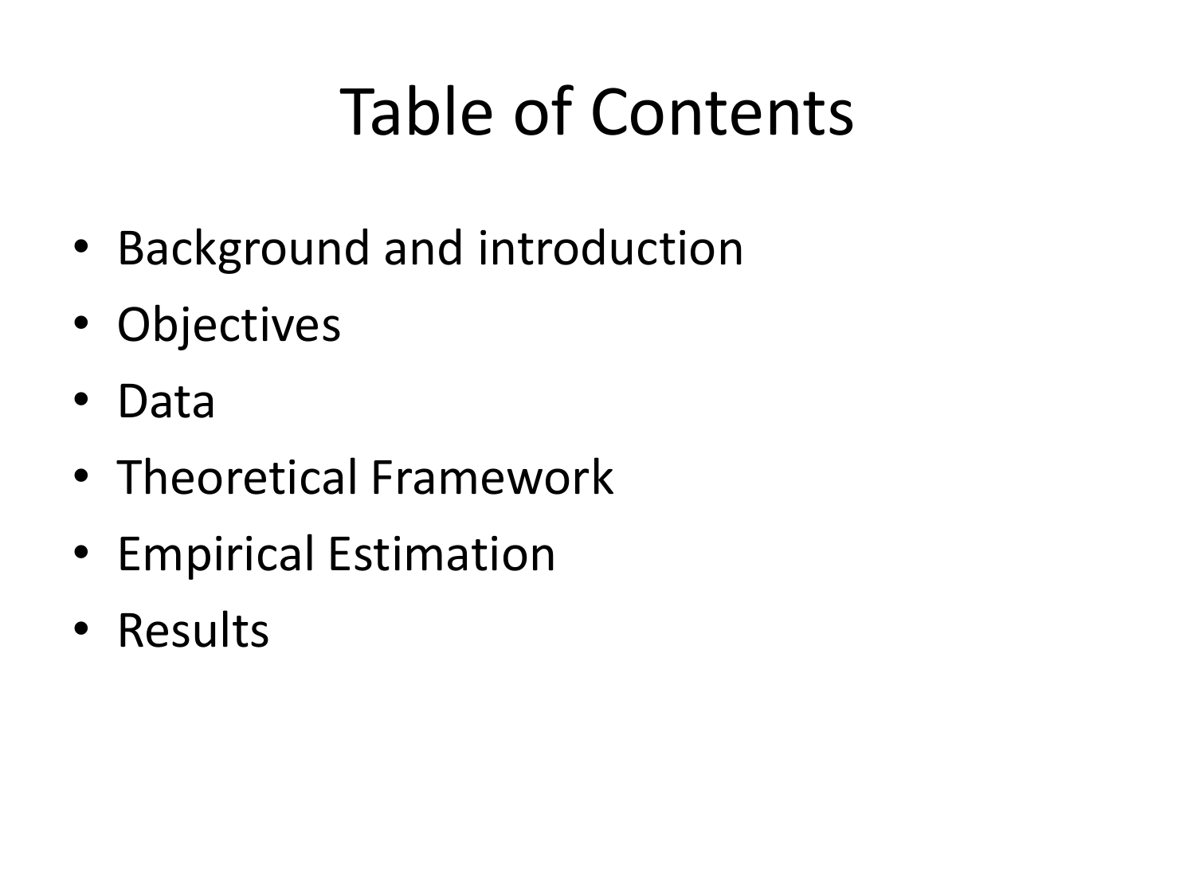# Table of Contents

- Background and introduction
- Objectives
- Data
- Theoretical Framework
- Empirical Estimation
- Results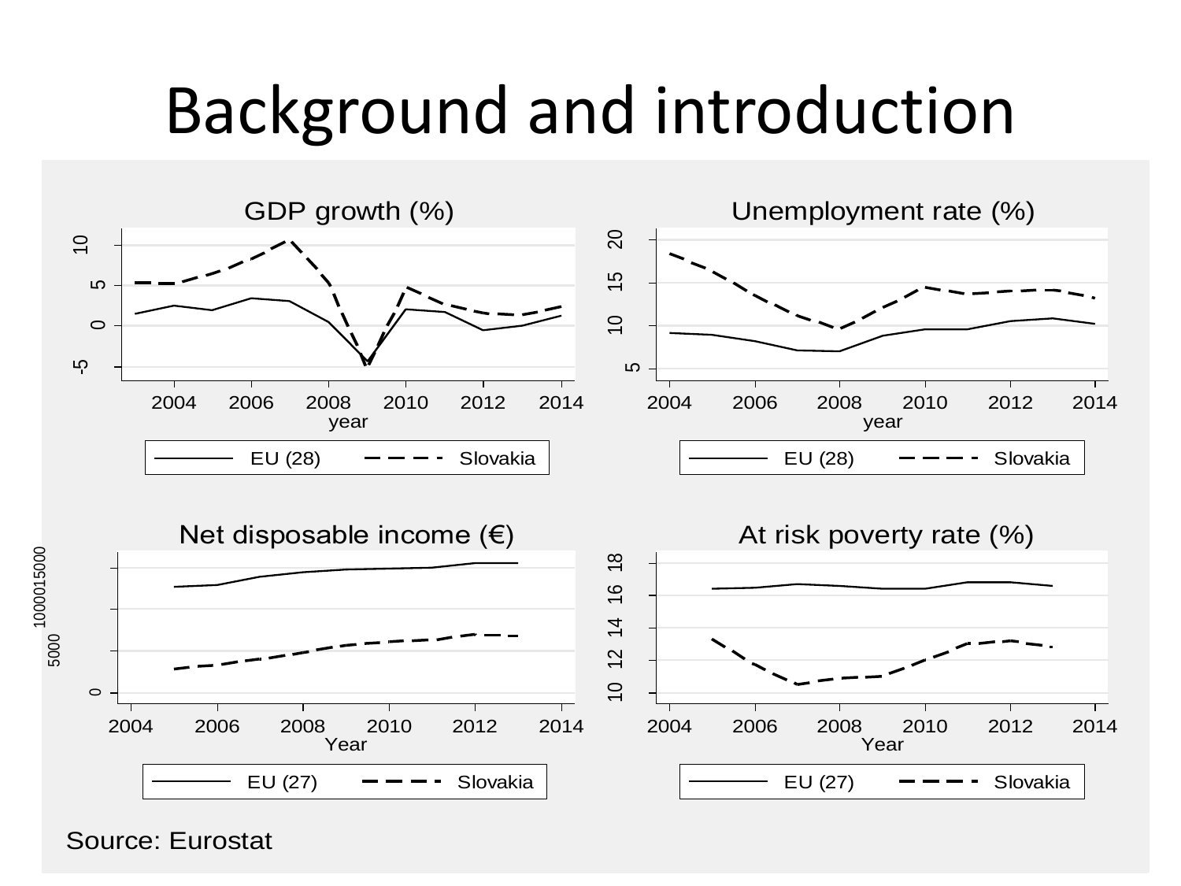# Background and introduction

GDP growth (%)

Unemployment rate (%)

Net disposable income (€)

At risk poverty rate (%)

Source: Eurostat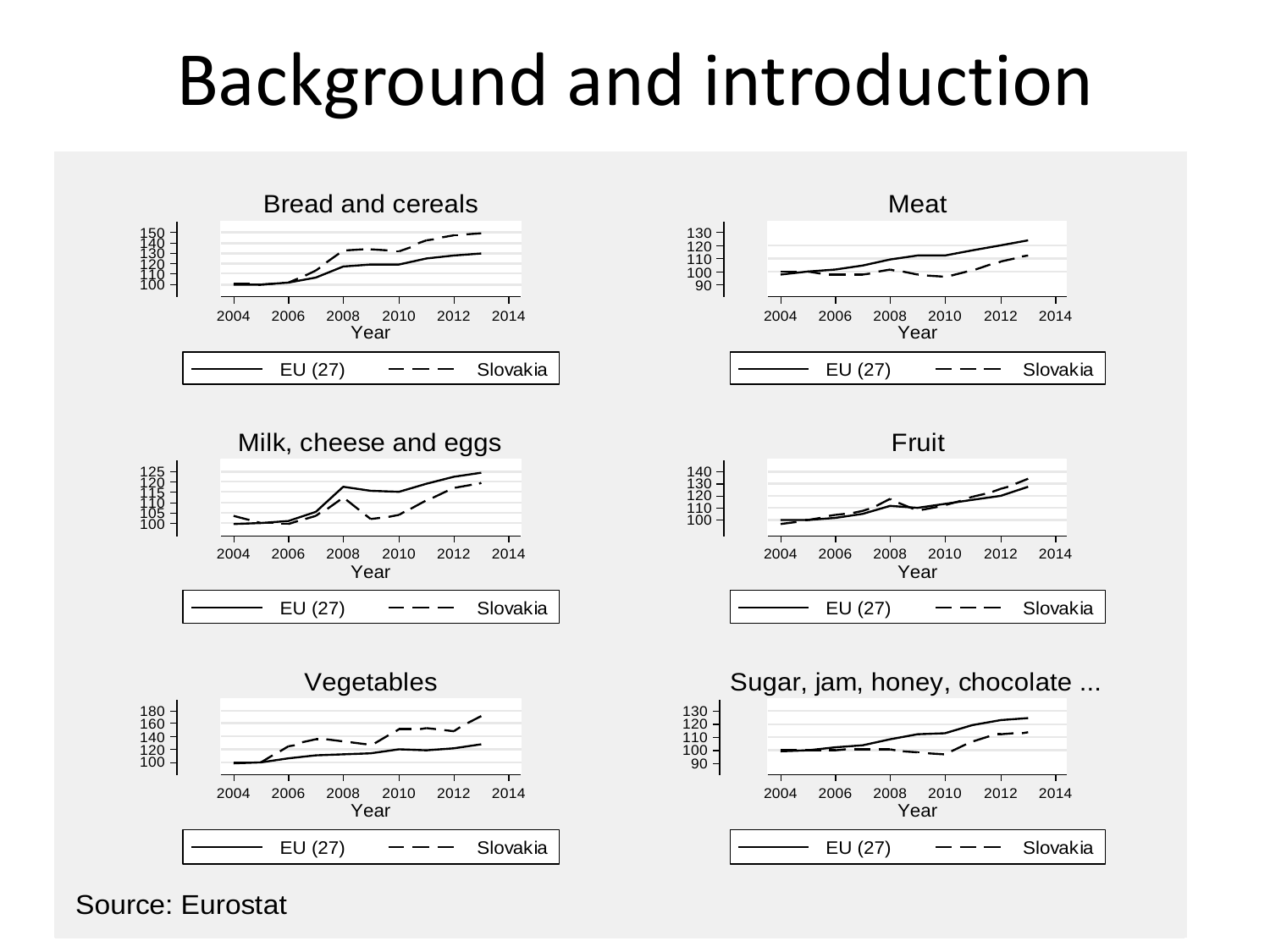# Background and introduction

Source: Eurostat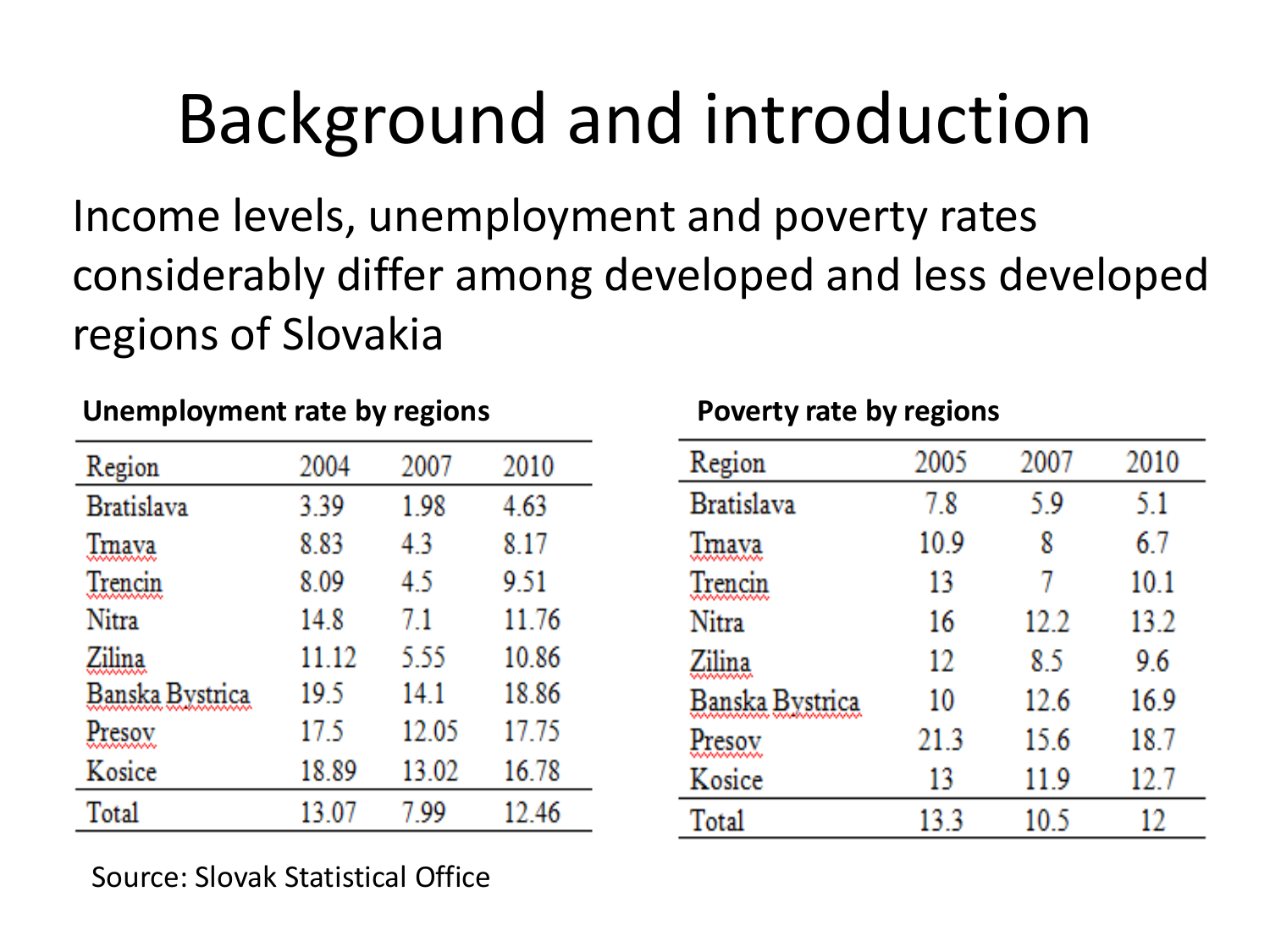# Background and introduction

Income levels, unemployment and poverty rates considerably differ among developed and less developed regions of Slovakia

**Unemployment rate by regions**

| Region | 2004 | 2007 | 2010 |
|---|---|---|---|
| Bratislava | 3.39 | 1.98 | 4.63 |
| Trnava | 8.83 | 4.3 | 8.17 |
| Trencin | 8.09 | 4.5 | 9.51 |
| Nitra | 14.8 | 7.1 | 11.76 |
| Zilina | 11.12 | 5.55 | 10.86 |
| Banska Bystrica | 19.5 | 14.1 | 18.86 |
| Presov | 17.5 | 12.05 | 17.75 |
| Kosice | 18.89 | 13.02 | 16.78 |
| Total | 13.07 | 7.99 | 12.46 |

Source: Slovak Statistical Office

**Poverty rate by regions**

| Region | 2005 | 2007 | 2010 |
|---|---|---|---|
| Bratislava | 7.8 | 5.9 | 5.1 |
| Trnava | 10.9 | 8 | 6.7 |
| Trencin | 13 | 7 | 10.1 |
| Nitra | 16 | 12.2 | 13.2 |
| Zilina | 12 | 8.5 | 9.6 |
| Banska Bystrica | 10 | 12.6 | 16.9 |
| Presov | 21.3 | 15.6 | 18.7 |
| Kosice | 13 | 11.9 | 12.7 |
| Total | 13.3 | 10.5 | 12 |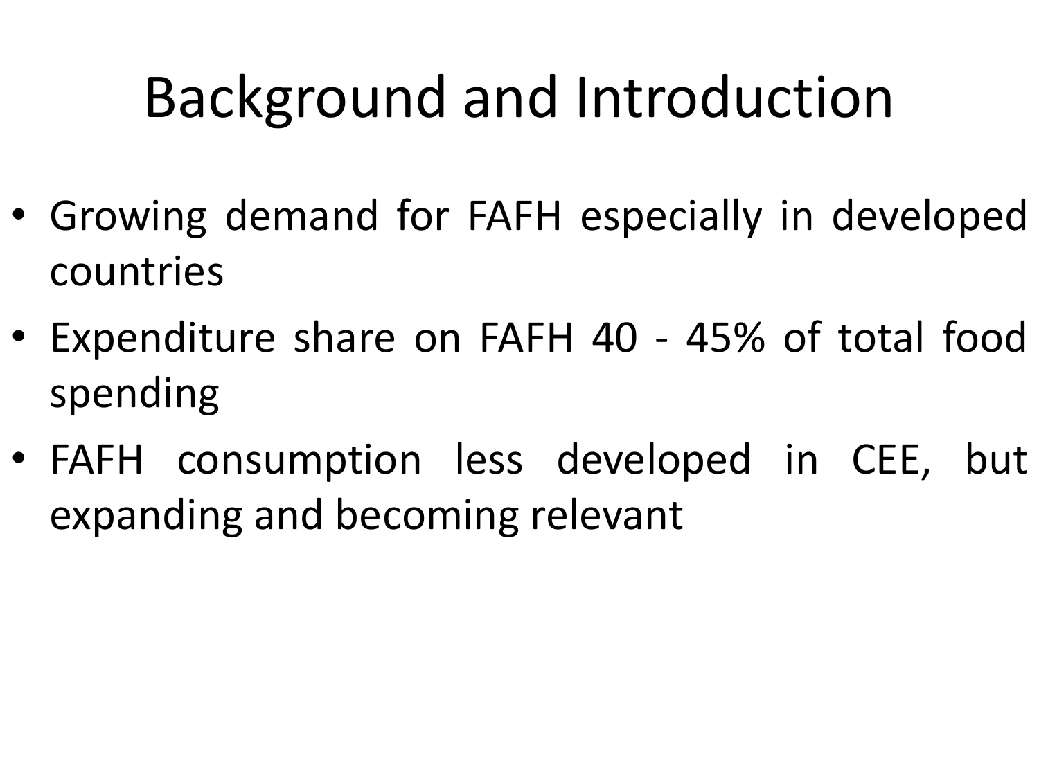# Background and Introduction

- Growing demand for FAFH especially in developed countries
- Expenditure share on FAFH 40 - 45% of total food spending
- FAFH consumption less developed in CEE, but expanding and becoming relevant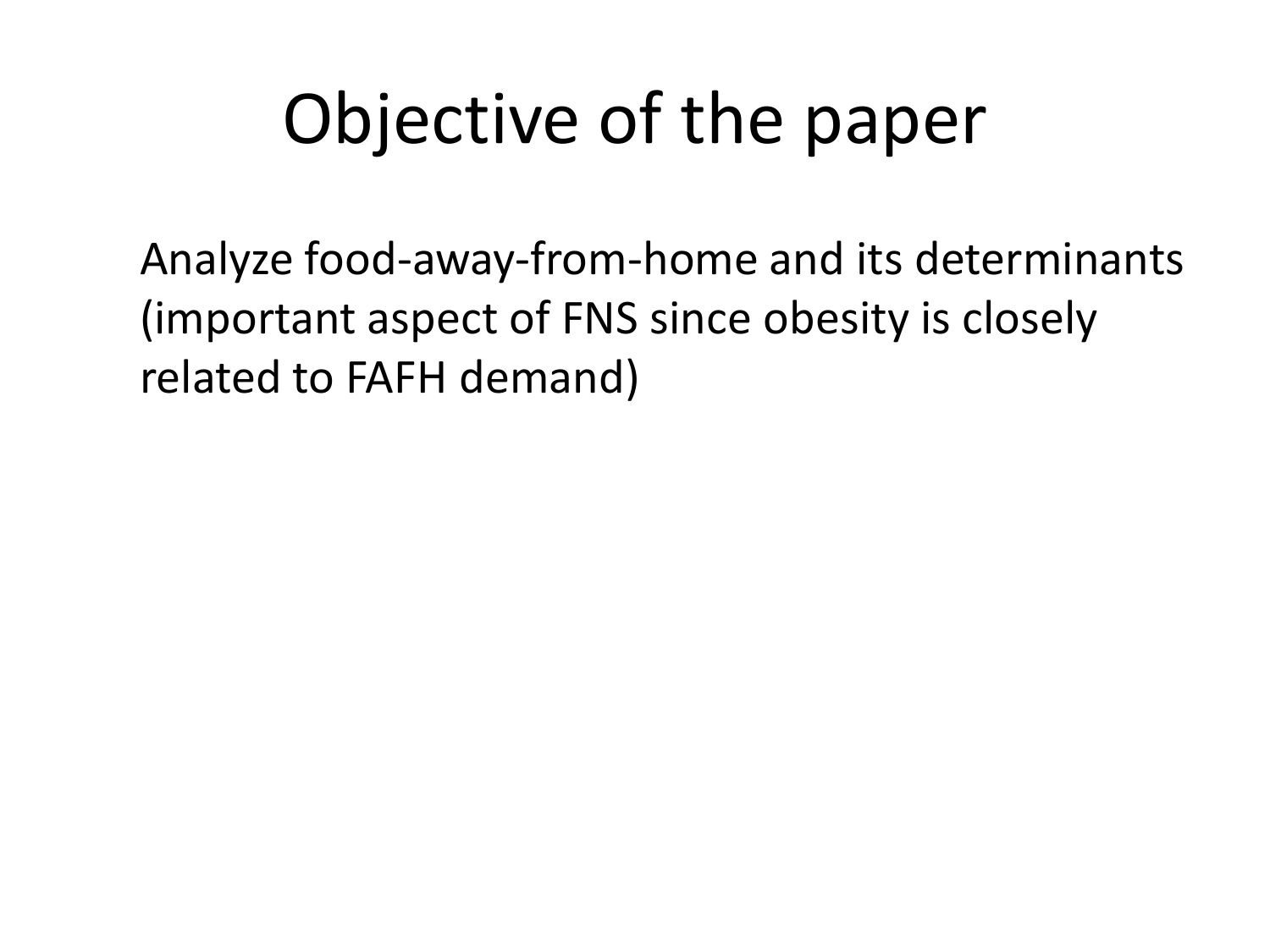# Objective of the paper

Analyze food-away-from-home and its determinants (important aspect of FNS since obesity is closely related to FAFH demand)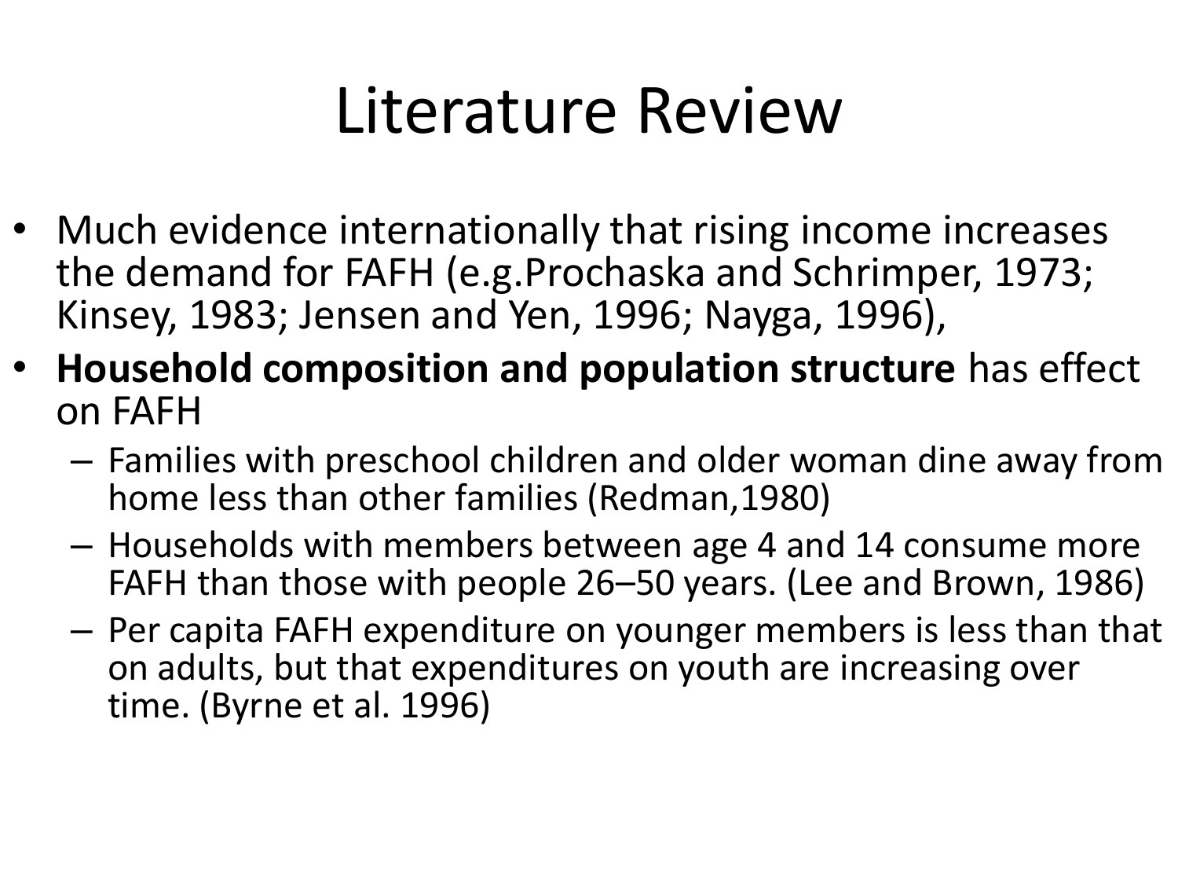# Literature Review

- Much evidence internationally that rising income increases the demand for FAFH (e.g.Prochaska and Schrimper, 1973; Kinsey, 1983; Jensen and Yen, 1996; Nayga, 1996),
- **Household composition and population structure** has effect on FAFH
  - Families with preschool children and older woman dine away from home less than other families (Redman,1980)
  - Households with members between age 4 and 14 consume more FAFH than those with people 26–50 years. (Lee and Brown, 1986)
  - Per capita FAFH expenditure on younger members is less than that on adults, but that expenditures on youth are increasing over time. (Byrne et al. 1996)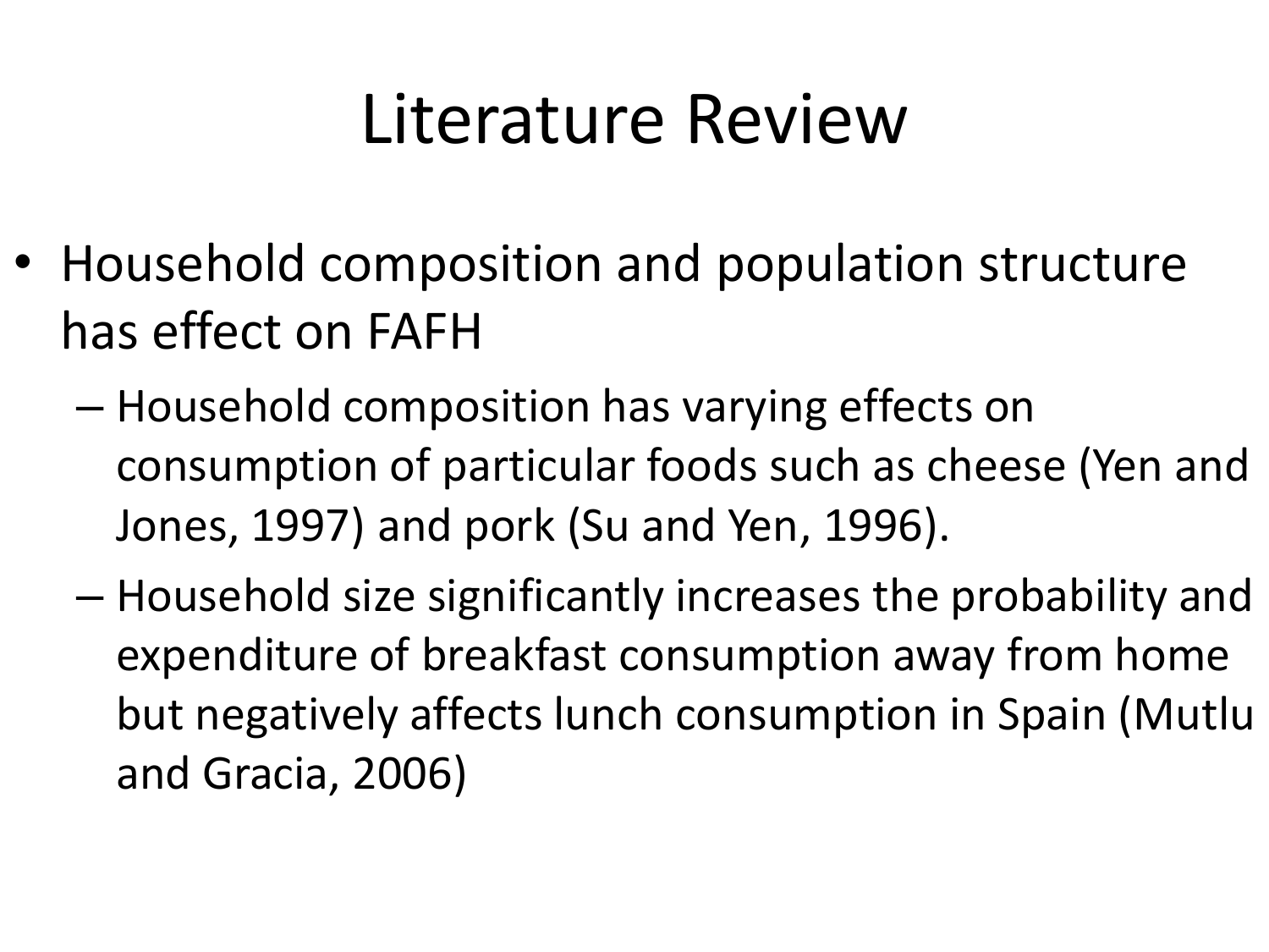# Literature Review

- Household composition and population structure has effect on FAFH
  - Household composition has varying effects on consumption of particular foods such as cheese (Yen and Jones, 1997) and pork (Su and Yen, 1996).
  - Household size significantly increases the probability and expenditure of breakfast consumption away from home but negatively affects lunch consumption in Spain (Mutlu and Gracia, 2006)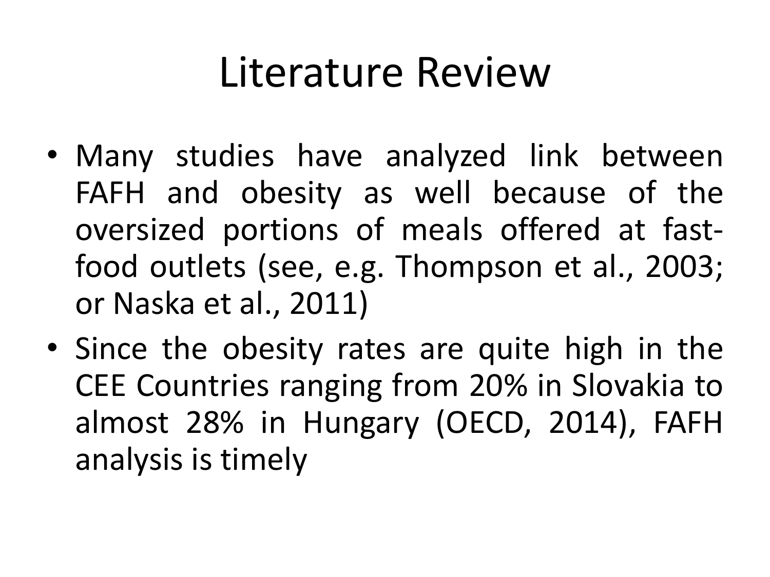# Literature Review

- Many studies have analyzed link between FAFH and obesity as well because of the oversized portions of meals offered at fast-food outlets (see, e.g. Thompson et al., 2003; or Naska et al., 2011)
- Since the obesity rates are quite high in the CEE Countries ranging from 20% in Slovakia to almost 28% in Hungary (OECD, 2014), FAFH analysis is timely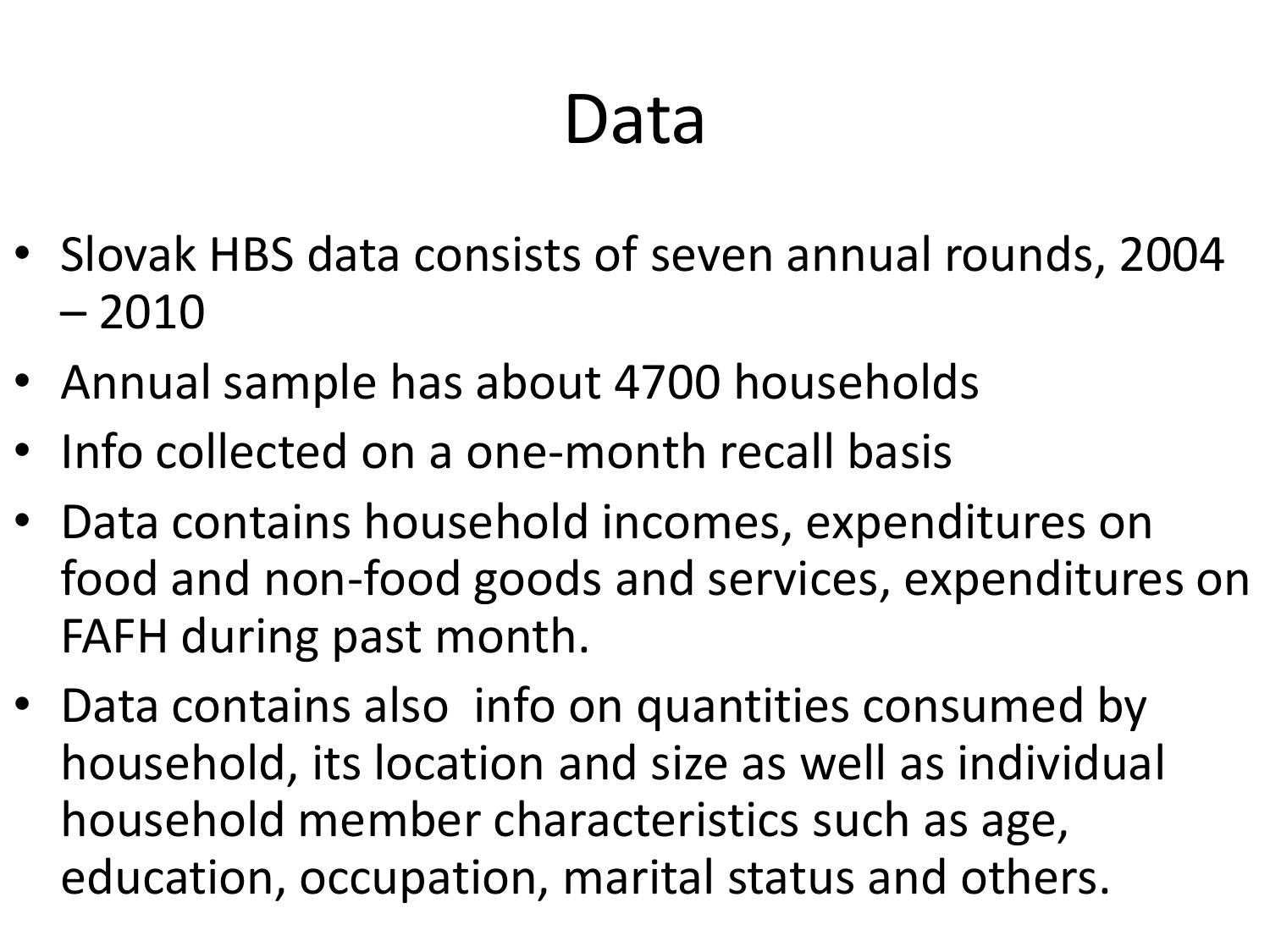# Data

- Slovak HBS data consists of seven annual rounds, 2004 – 2010
- Annual sample has about 4700 households
- Info collected on a one-month recall basis
- Data contains household incomes, expenditures on food and non-food goods and services, expenditures on FAFH during past month.
- Data contains also info on quantities consumed by household, its location and size as well as individual household member characteristics such as age, education, occupation, marital status and others.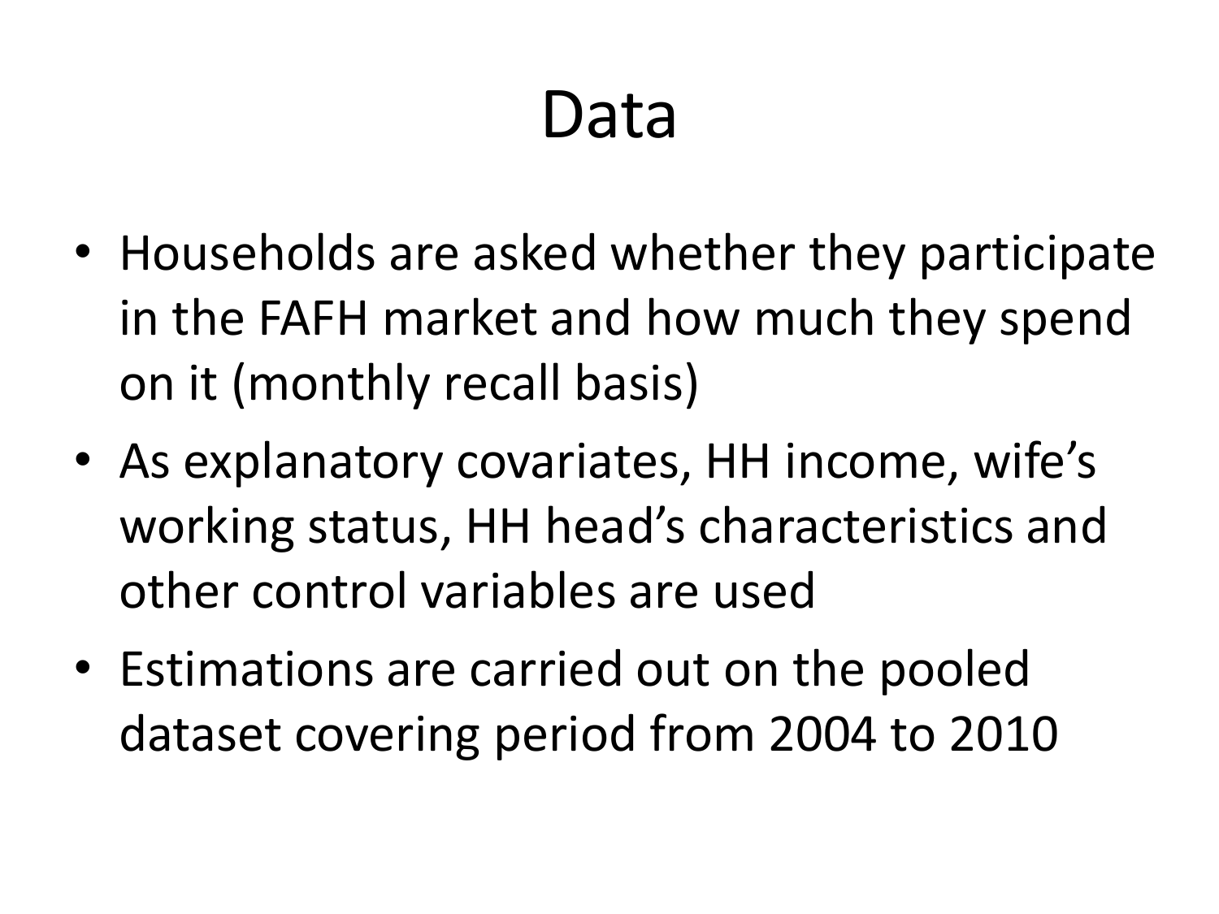# Data

- Households are asked whether they participate in the FAFH market and how much they spend on it (monthly recall basis)
- As explanatory covariates, HH income, wife's working status, HH head's characteristics and other control variables are used
- Estimations are carried out on the pooled dataset covering period from 2004 to 2010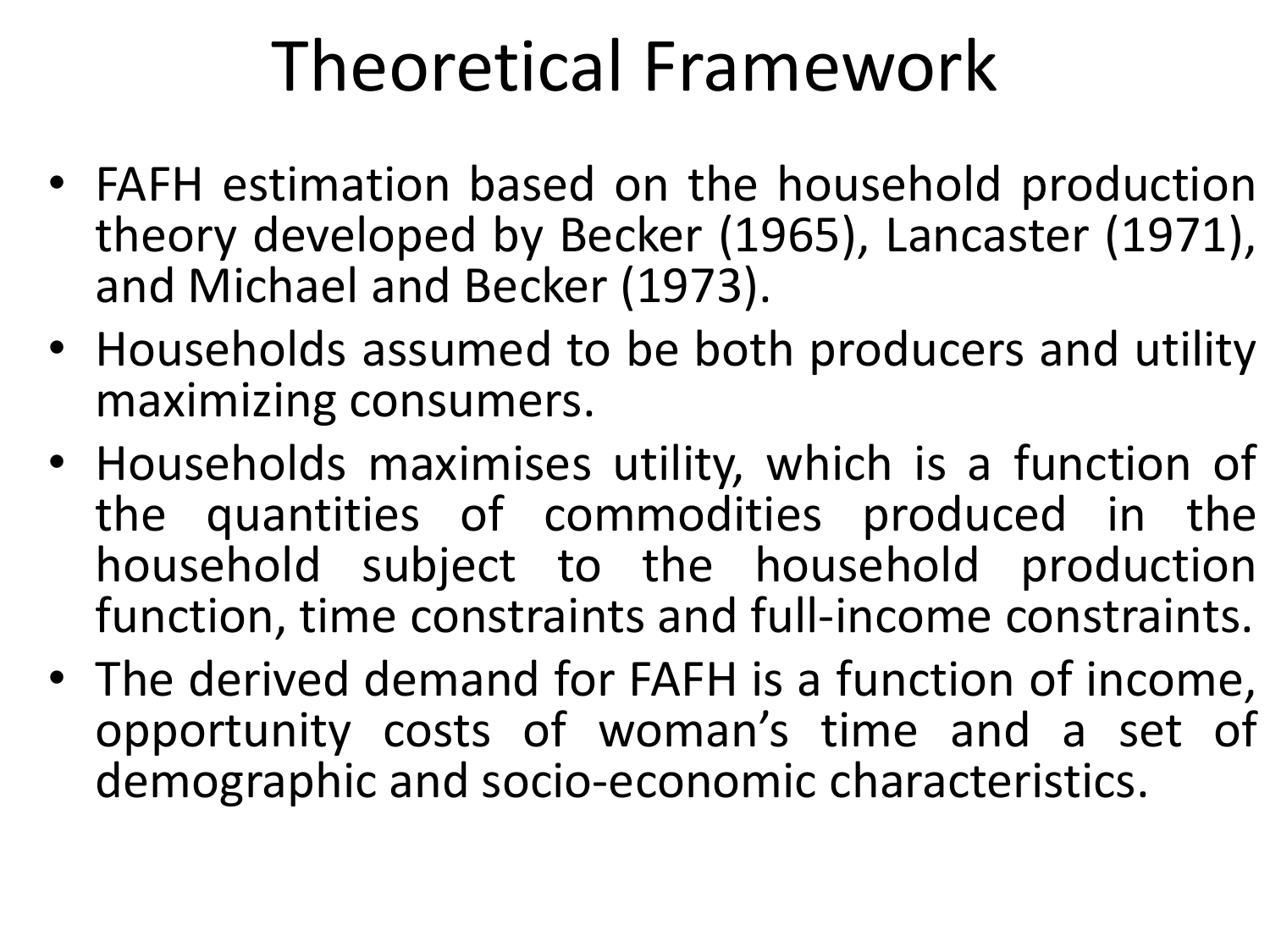# Theoretical Framework

- FAFH estimation based on the household production theory developed by Becker (1965), Lancaster (1971), and Michael and Becker (1973).
- Households assumed to be both producers and utility maximizing consumers.
- Households maximises utility, which is a function of the quantities of commodities produced in the household subject to the household production function, time constraints and full-income constraints.
- The derived demand for FAFH is a function of income, opportunity costs of woman's time and a set of demographic and socio-economic characteristics.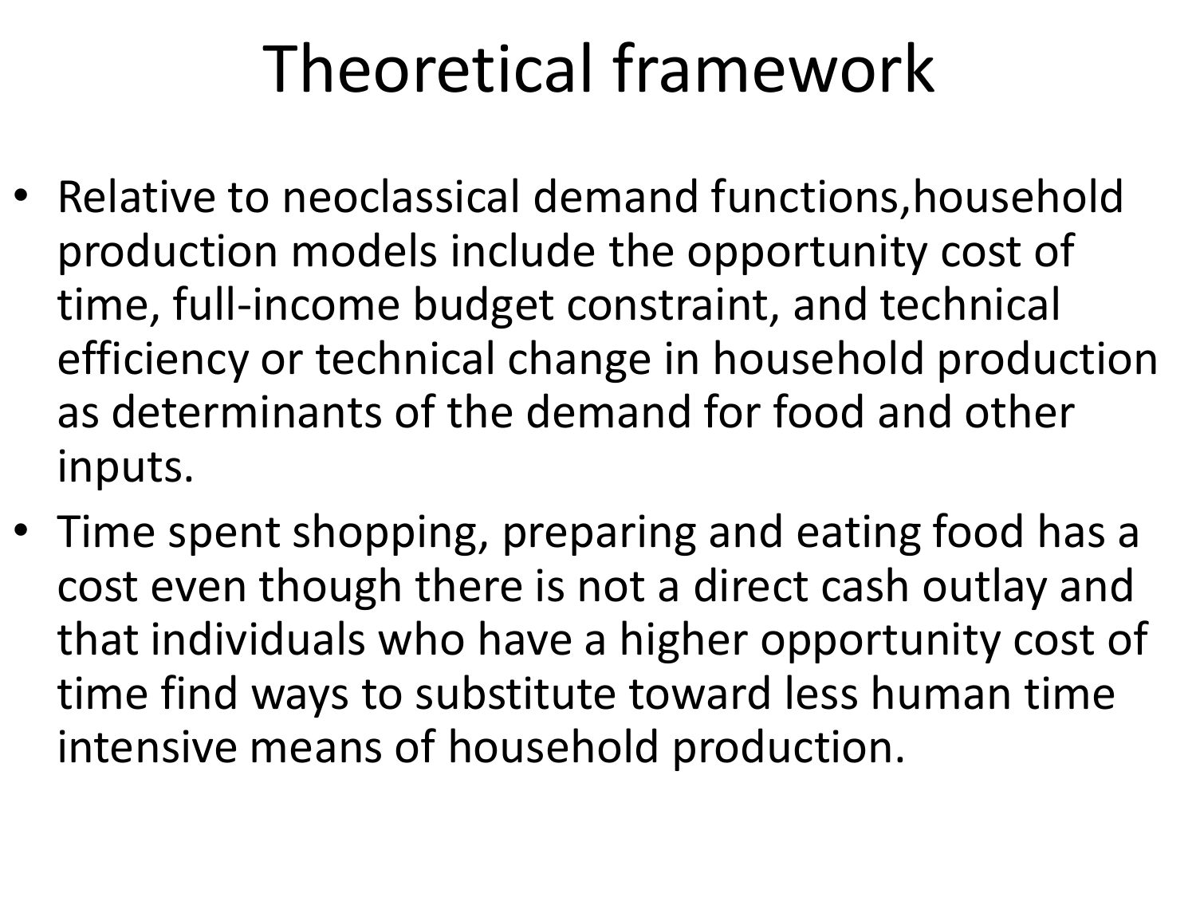# Theoretical framework

- Relative to neoclassical demand functions,household production models include the opportunity cost of time, full-income budget constraint, and technical efficiency or technical change in household production as determinants of the demand for food and other inputs.
- Time spent shopping, preparing and eating food has a cost even though there is not a direct cash outlay and that individuals who have a higher opportunity cost of time find ways to substitute toward less human time intensive means of household production.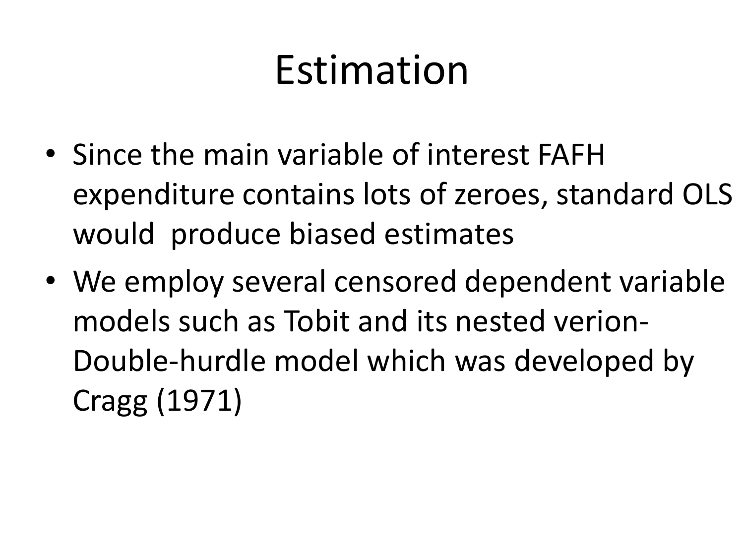# Estimation

- Since the main variable of interest FAFH expenditure contains lots of zeroes, standard OLS would produce biased estimates
- We employ several censored dependent variable models such as Tobit and its nested verion- Double-hurdle model which was developed by Cragg (1971)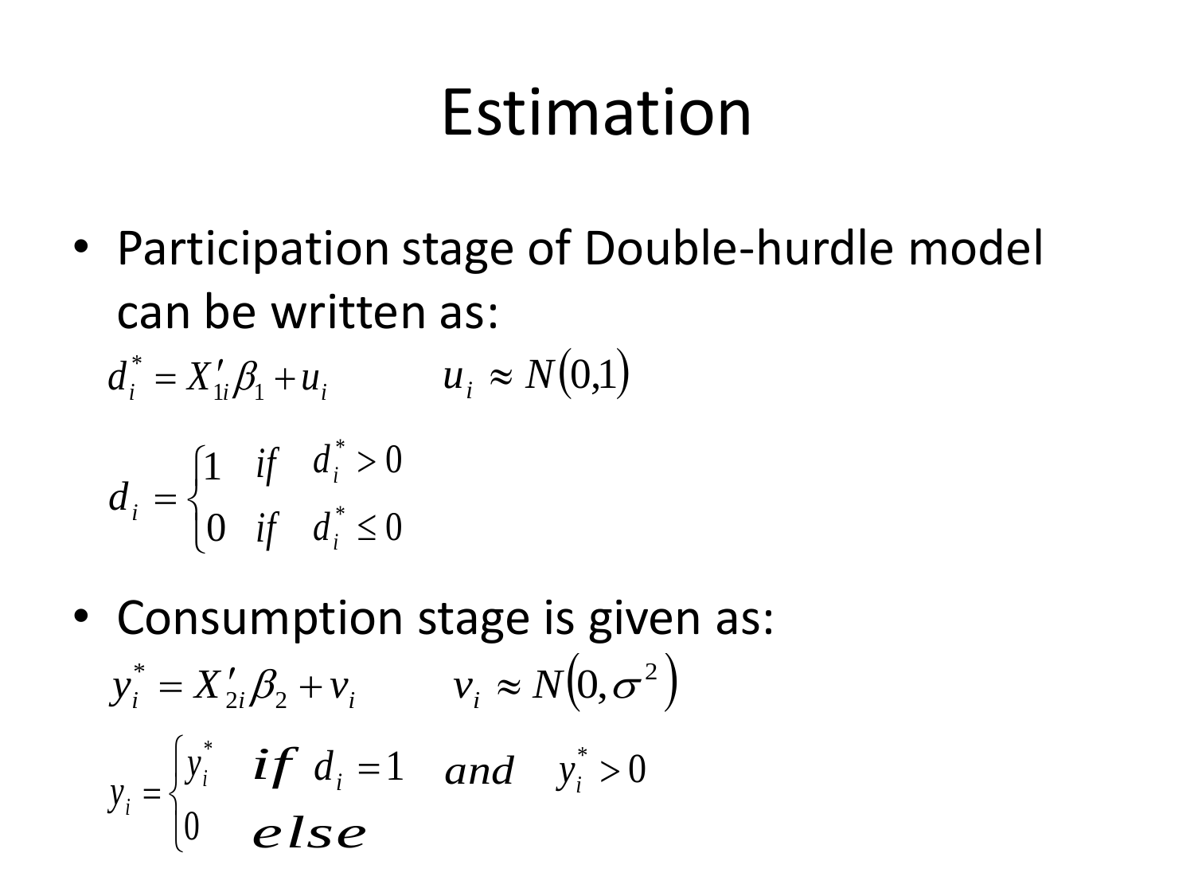# Estimation

- Participation stage of Double-hurdle model can be written as:

$$d_i^* = X'_{1i}\beta_1 + u_i \qquad u_i \approx N(0,1)$$

$$d_i = \begin{cases} 1 & if \quad d_i^* > 0 \\ 0 & if \quad d_i^* \leq 0 \end{cases}$$

- Consumption stage is given as:

$$y_i^* = X'_{2i}\beta_2 + v_i \qquad v_i \approx N(0, \sigma^2)$$

$$y_i = \begin{cases} y_i^* & \textbf{\textit{if}} \ d_i = 1 \quad \textbf{\textit{and}} \quad y_i^* > 0 \\ 0 & \textbf{\textit{else}} \end{cases}$$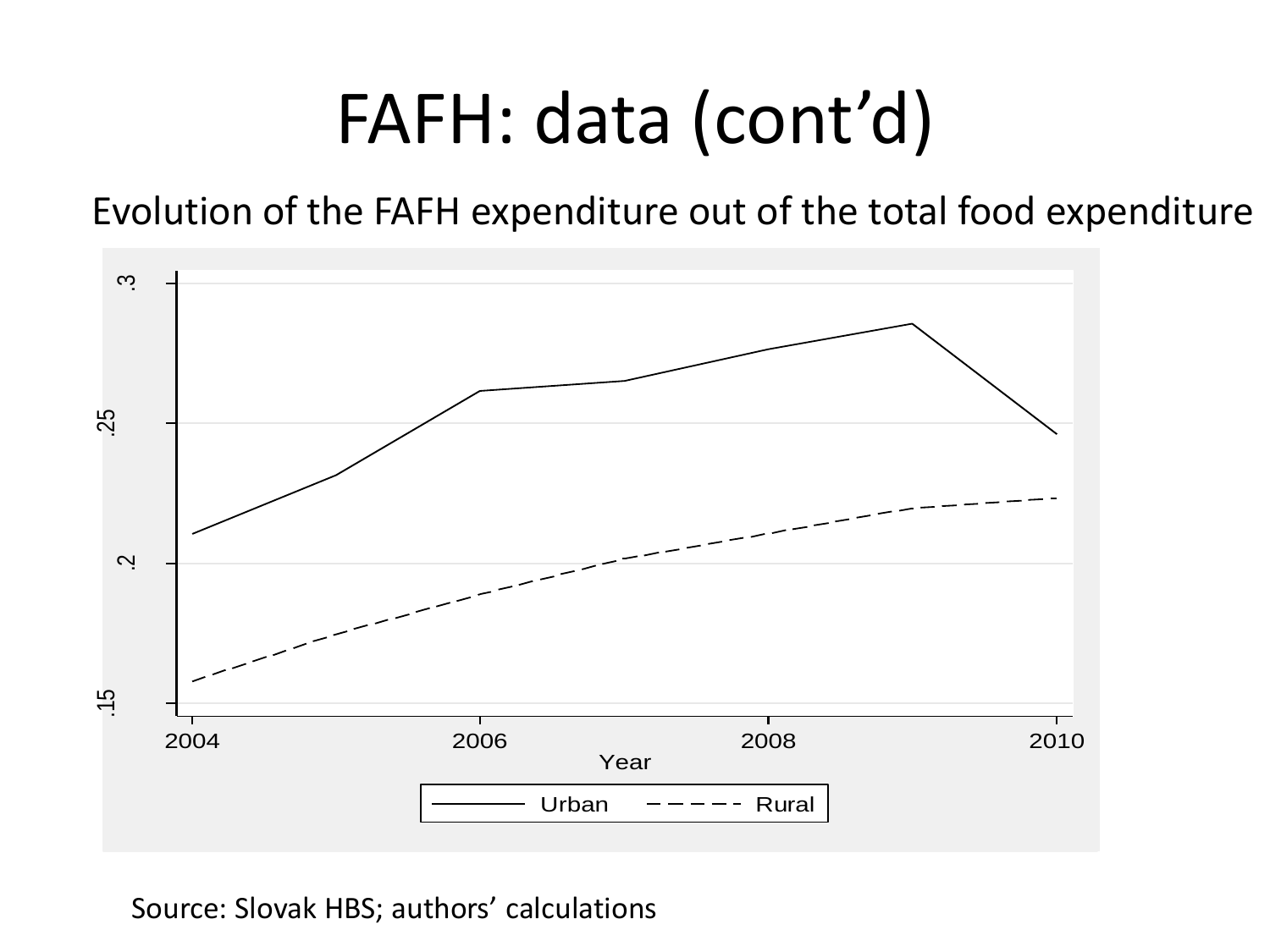# FAFH: data (cont'd)

Evolution of the FAFH expenditure out of the total food expenditure

Source: Slovak HBS; authors' calculations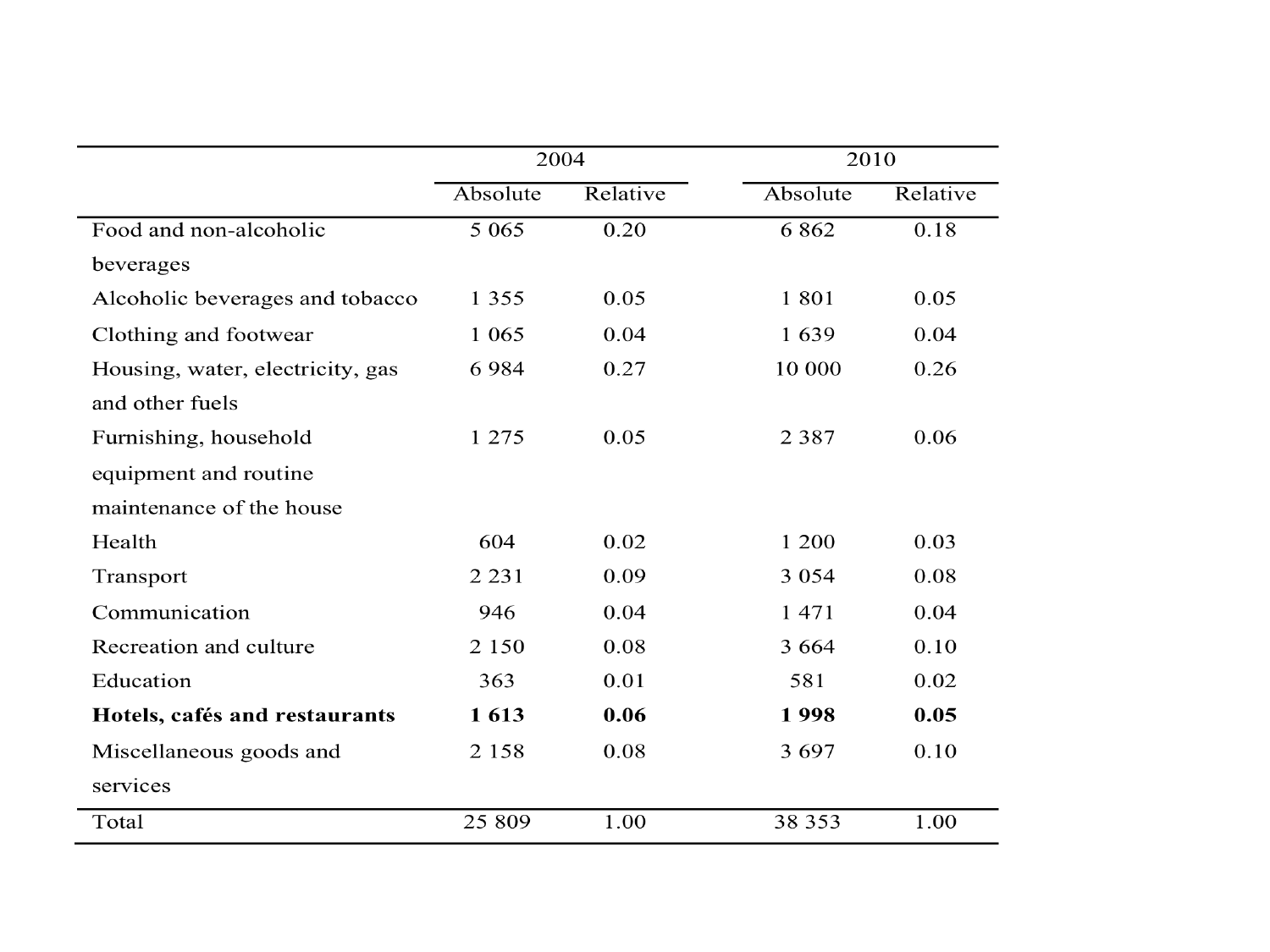| | 2004 | | 2010 | |
|---|---|---|---|---|
| | Absolute | Relative | Absolute | Relative |
| Food and non-alcoholic beverages | 5 065 | 0.20 | 6 862 | 0.18 |
| Alcoholic beverages and tobacco | 1 355 | 0.05 | 1 801 | 0.05 |
| Clothing and footwear | 1 065 | 0.04 | 1 639 | 0.04 |
| Housing, water, electricity, gas and other fuels | 6 984 | 0.27 | 10 000 | 0.26 |
| Furnishing, household equipment and routine maintenance of the house | 1 275 | 0.05 | 2 387 | 0.06 |
| Health | 604 | 0.02 | 1 200 | 0.03 |
| Transport | 2 231 | 0.09 | 3 054 | 0.08 |
| Communication | 946 | 0.04 | 1 471 | 0.04 |
| Recreation and culture | 2 150 | 0.08 | 3 664 | 0.10 |
| Education | 363 | 0.01 | 581 | 0.02 |
| **Hotels, cafés and restaurants** | **1 613** | **0.06** | **1 998** | **0.05** |
| Miscellaneous goods and services | 2 158 | 0.08 | 3 697 | 0.10 |
| Total | 25 809 | 1.00 | 38 353 | 1.00 |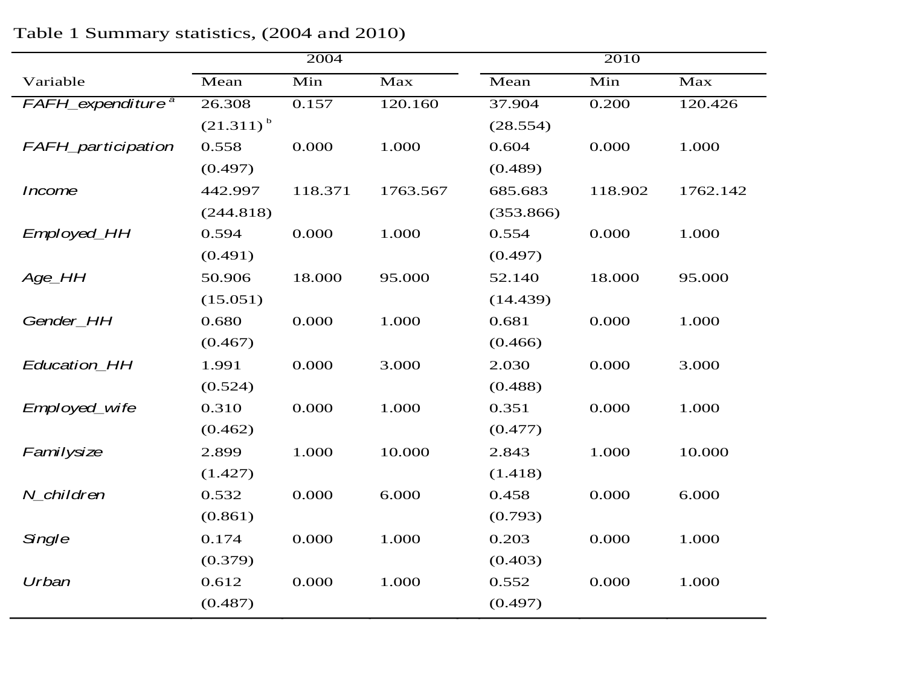Table 1 Summary statistics, (2004 and 2010)

| Variable | 2004 | | | 2010 | | |
|---|---|---|---|---|---|---|
| | Mean | Min | Max | Mean | Min | Max |
| *FAFH_expenditure* [a] | 26.308 | 0.157 | 120.160 | 37.904 | 0.200 | 120.426 |
| | (21.311) [b] | | | (28.554) | | |
| *FAFH_participation* | 0.558 | 0.000 | 1.000 | 0.604 | 0.000 | 1.000 |
| | (0.497) | | | (0.489) | | |
| *Income* | 442.997 | 118.371 | 1763.567 | 685.683 | 118.902 | 1762.142 |
| | (244.818) | | | (353.866) | | |
| *Employed_HH* | 0.594 | 0.000 | 1.000 | 0.554 | 0.000 | 1.000 |
| | (0.491) | | | (0.497) | | |
| *Age_HH* | 50.906 | 18.000 | 95.000 | 52.140 | 18.000 | 95.000 |
| | (15.051) | | | (14.439) | | |
| *Gender_HH* | 0.680 | 0.000 | 1.000 | 0.681 | 0.000 | 1.000 |
| | (0.467) | | | (0.466) | | |
| *Education_HH* | 1.991 | 0.000 | 3.000 | 2.030 | 0.000 | 3.000 |
| | (0.524) | | | (0.488) | | |
| *Employed_wife* | 0.310 | 0.000 | 1.000 | 0.351 | 0.000 | 1.000 |
| | (0.462) | | | (0.477) | | |
| *Familysize* | 2.899 | 1.000 | 10.000 | 2.843 | 1.000 | 10.000 |
| | (1.427) | | | (1.418) | | |
| *N_children* | 0.532 | 0.000 | 6.000 | 0.458 | 0.000 | 6.000 |
| | (0.861) | | | (0.793) | | |
| *Single* | 0.174 | 0.000 | 1.000 | 0.203 | 0.000 | 1.000 |
| | (0.379) | | | (0.403) | | |
| *Urban* | 0.612 | 0.000 | 1.000 | 0.552 | 0.000 | 1.000 |
| | (0.487) | | | (0.497) | | |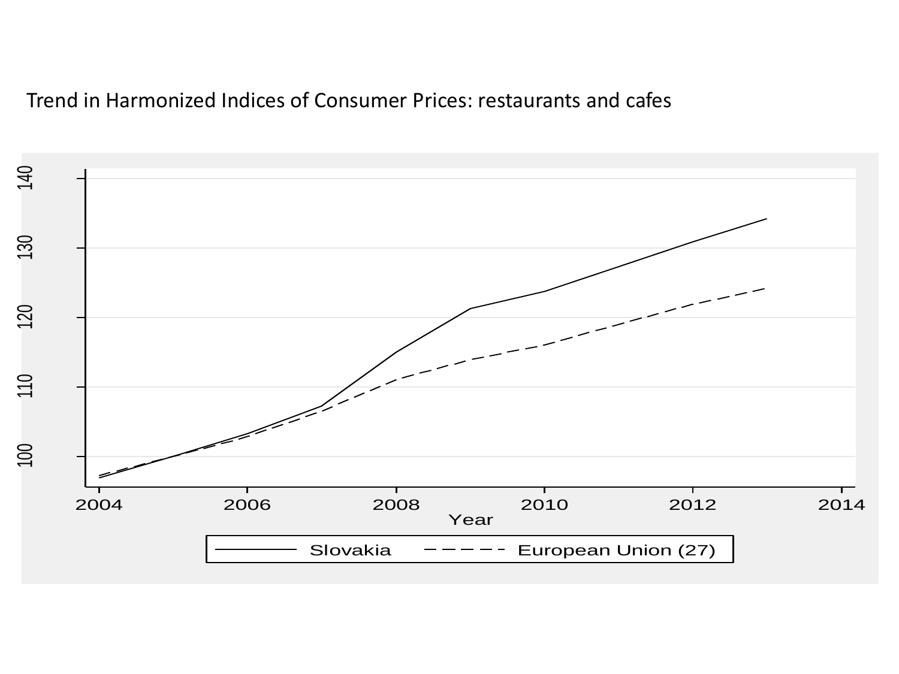Trend in Harmonized Indices of Consumer Prices: restaurants and cafes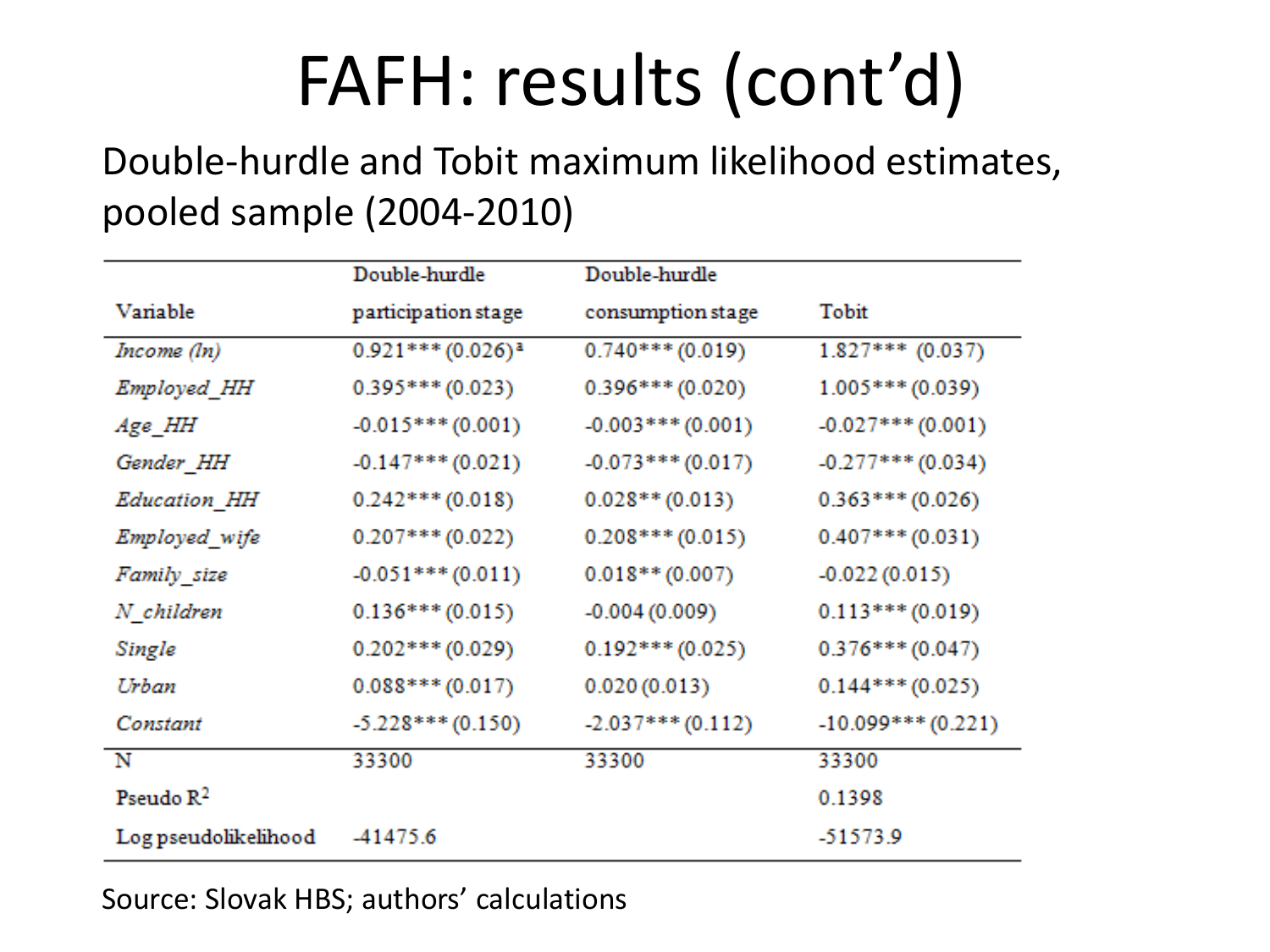# FAFH: results (cont'd)

Double-hurdle and Tobit maximum likelihood estimates, pooled sample (2004-2010)

| Variable | Double-hurdle participation stage | Double-hurdle consumption stage | Tobit |
|---|---|---|---|
| *Income (ln)* | 0.921*** (0.026)[a] | 0.740*** (0.019) | 1.827*** (0.037) |
| *Employed_HH* | 0.395*** (0.023) | 0.396*** (0.020) | 1.005*** (0.039) |
| *Age_HH* | -0.015*** (0.001) | -0.003*** (0.001) | -0.027*** (0.001) |
| *Gender_HH* | -0.147*** (0.021) | -0.073*** (0.017) | -0.277*** (0.034) |
| *Education_HH* | 0.242*** (0.018) | 0.028** (0.013) | 0.363*** (0.026) |
| *Employed_wife* | 0.207*** (0.022) | 0.208*** (0.015) | 0.407*** (0.031) |
| *Family_size* | -0.051*** (0.011) | 0.018** (0.007) | -0.022 (0.015) |
| *N_children* | 0.136*** (0.015) | -0.004 (0.009) | 0.113*** (0.019) |
| *Single* | 0.202*** (0.029) | 0.192*** (0.025) | 0.376*** (0.047) |
| *Urban* | 0.088*** (0.017) | 0.020 (0.013) | 0.144*** (0.025) |
| *Constant* | -5.228*** (0.150) | -2.037*** (0.112) | -10.099*** (0.221) |
| N | 33300 | 33300 | 33300 |
| Pseudo $R^2$ | | | 0.1398 |
| Log pseudolikelihood | -41475.6 | | -51573.9 |

Source: Slovak HBS; authors' calculations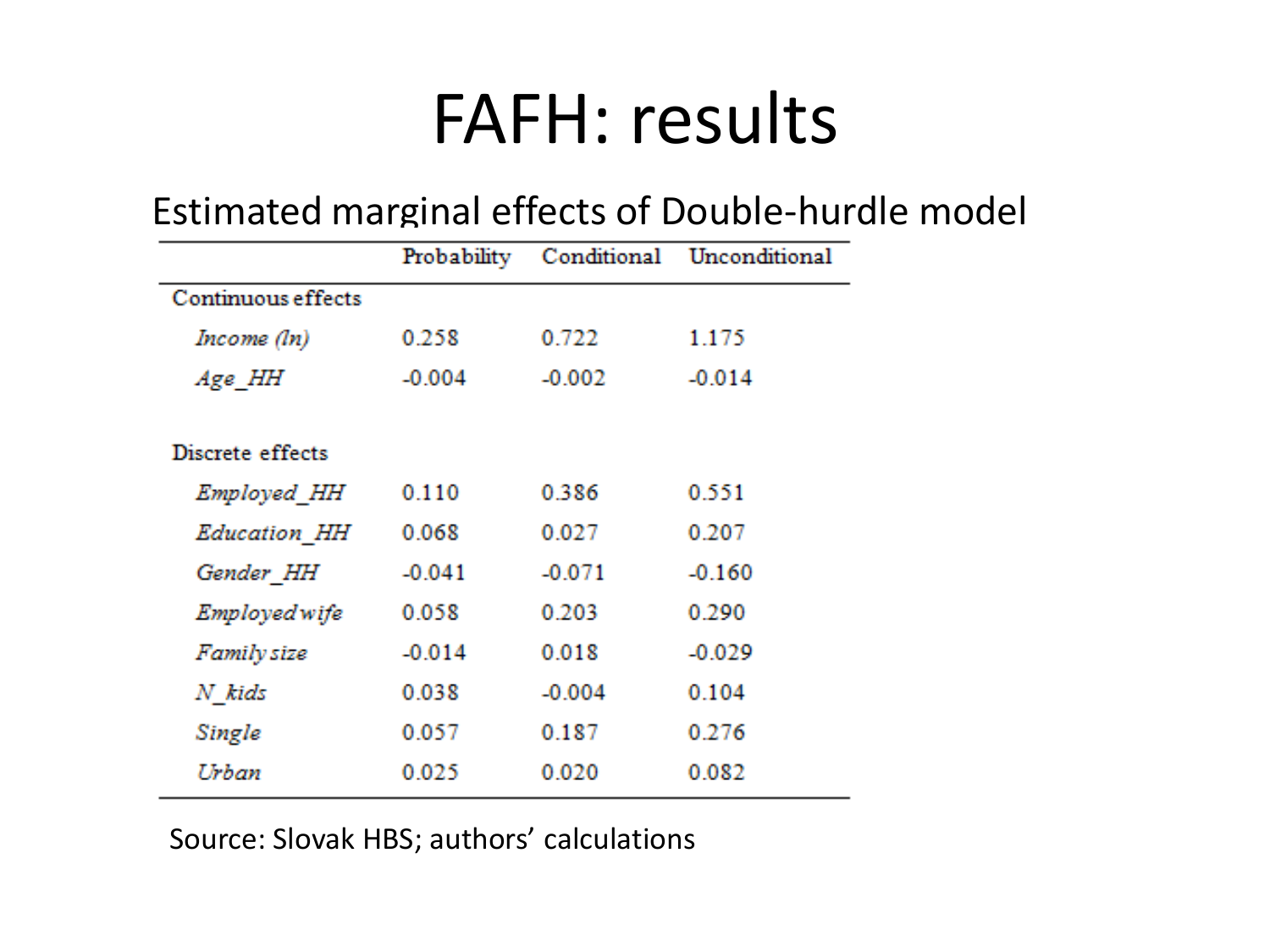# FAFH: results

Estimated marginal effects of Double-hurdle model

| | Probability | Conditional | Unconditional |
|---|---|---|---|
| Continuous effects | | | |
| *Income (ln)* | 0.258 | 0.722 | 1.175 |
| *Age_HH* | -0.004 | -0.002 | -0.014 |
| Discrete effects | | | |
| *Employed_HH* | 0.110 | 0.386 | 0.551 |
| *Education_HH* | 0.068 | 0.027 | 0.207 |
| *Gender_HH* | -0.041 | -0.071 | -0.160 |
| *Employedwife* | 0.058 | 0.203 | 0.290 |
| *Family size* | -0.014 | 0.018 | -0.029 |
| *N_kids* | 0.038 | -0.004 | 0.104 |
| *Single* | 0.057 | 0.187 | 0.276 |
| *Urban* | 0.025 | 0.020 | 0.082 |

Source: Slovak HBS; authors' calculations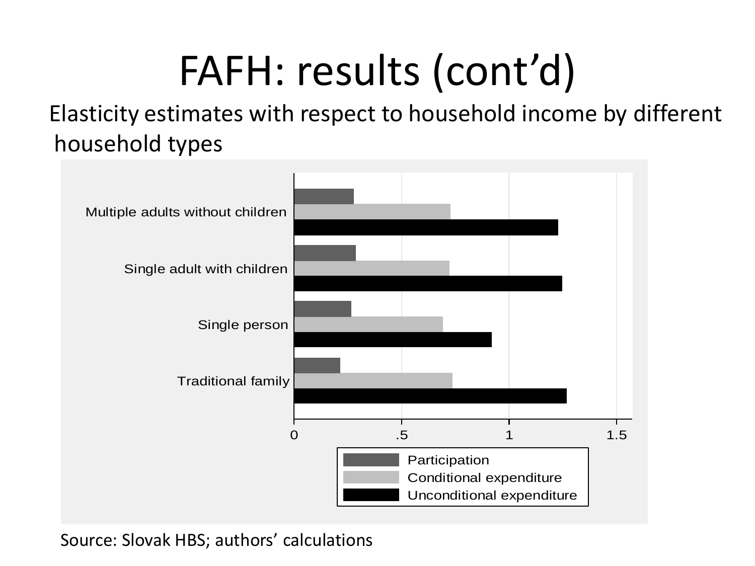# FAFH: results (cont'd)

Elasticity estimates with respect to household income by different household types

Multiple adults without children
Single adult with children
Single person
Traditional family

0 .5 1 1.5

Participation
Conditional expenditure
Unconditional expenditure

Source: Slovak HBS; authors' calculations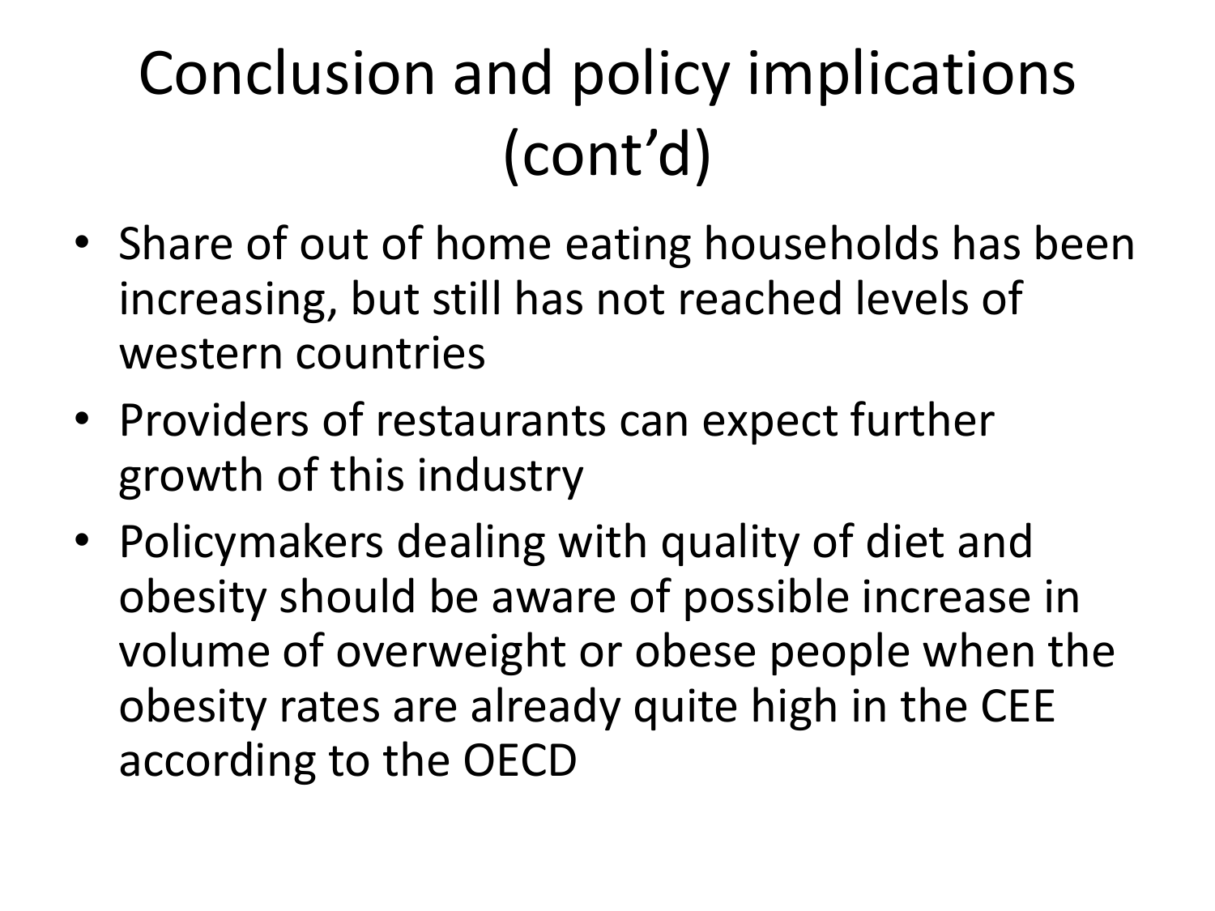# Conclusion and policy implications (cont'd)

- Share of out of home eating households has been increasing, but still has not reached levels of western countries
- Providers of restaurants can expect further growth of this industry
- Policymakers dealing with quality of diet and obesity should be aware of possible increase in volume of overweight or obese people when the obesity rates are already quite high in the CEE according to the OECD